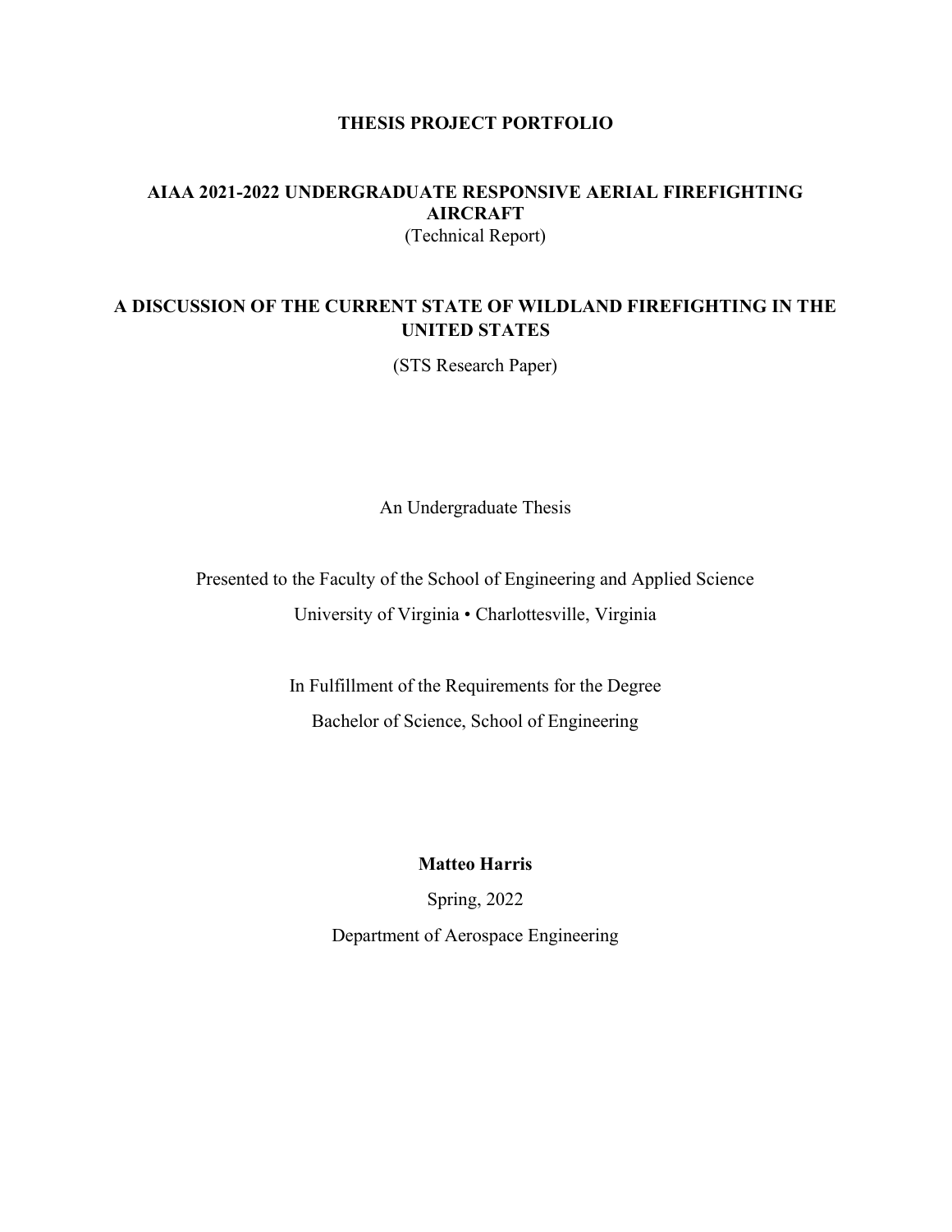# THESIS PROJECT PORTFOLIO

## AIAA 2021-2022 UNDERGRADUATE RESPONSIVE AERIAL FIREFIGHTING AIRCRAFT

(Technical Report)

## A DISCUSSION OF THE CURRENT STATE OF WILDLAND FIREFIGHTING IN THE UNITED STATES

(STS Research Paper)

An Undergraduate Thesis

Presented to the Faculty of the School of Engineering and Applied Science

University of Virginia • Charlottesville, Virginia

In Fulfillment of the Requirements for the Degree

Bachelor of Science, School of Engineering

**Matteo Harris**

Spring, 2022

Department of Aerospace Engineering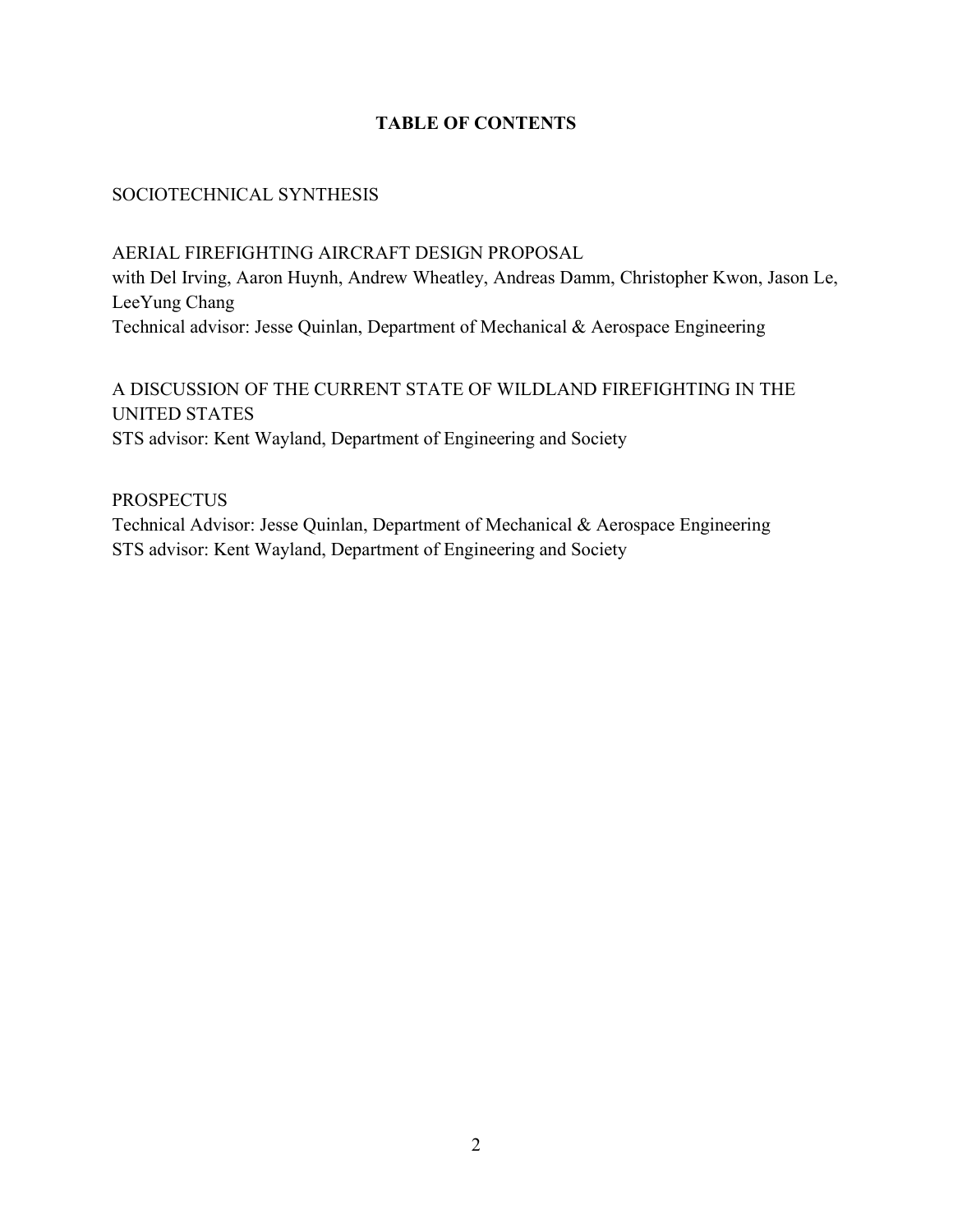# TABLE OF CONTENTS

SOCIOTECHNICAL SYNTHESIS

AERIAL FIREFIGHTING AIRCRAFT DESIGN PROPOSAL
with Del Irving, Aaron Huynh, Andrew Wheatley, Andreas Damm, Christopher Kwon, Jason Le, LeeYung Chang
Technical advisor: Jesse Quinlan, Department of Mechanical & Aerospace Engineering

A DISCUSSION OF THE CURRENT STATE OF WILDLAND FIREFIGHTING IN THE UNITED STATES
STS advisor: Kent Wayland, Department of Engineering and Society

PROSPECTUS
Technical Advisor: Jesse Quinlan, Department of Mechanical & Aerospace Engineering
STS advisor: Kent Wayland, Department of Engineering and Society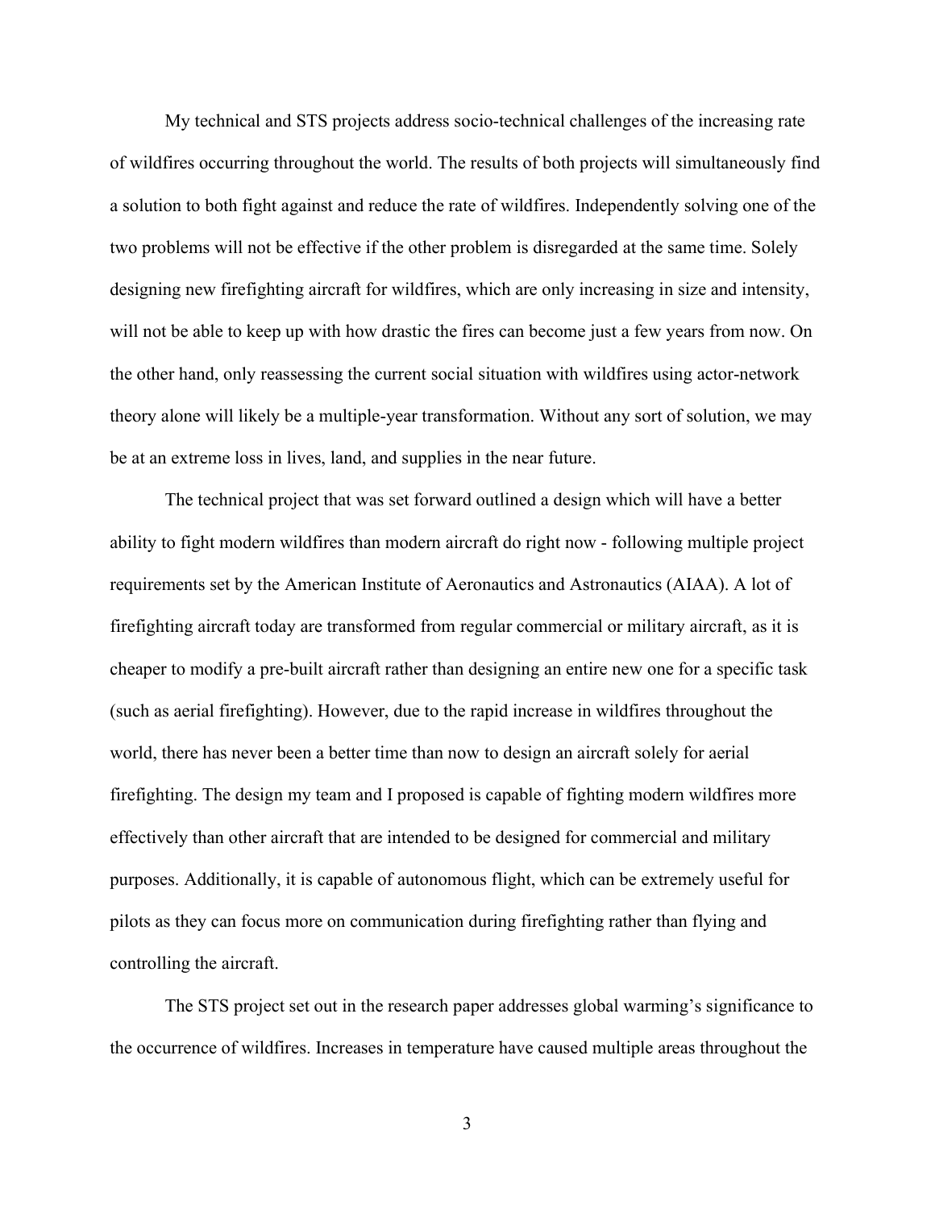My technical and STS projects address socio-technical challenges of the increasing rate of wildfires occurring throughout the world. The results of both projects will simultaneously find a solution to both fight against and reduce the rate of wildfires. Independently solving one of the two problems will not be effective if the other problem is disregarded at the same time. Solely designing new firefighting aircraft for wildfires, which are only increasing in size and intensity, will not be able to keep up with how drastic the fires can become just a few years from now. On the other hand, only reassessing the current social situation with wildfires using actor-network theory alone will likely be a multiple-year transformation. Without any sort of solution, we may be at an extreme loss in lives, land, and supplies in the near future.

The technical project that was set forward outlined a design which will have a better ability to fight modern wildfires than modern aircraft do right now - following multiple project requirements set by the American Institute of Aeronautics and Astronautics (AIAA). A lot of firefighting aircraft today are transformed from regular commercial or military aircraft, as it is cheaper to modify a pre-built aircraft rather than designing an entire new one for a specific task (such as aerial firefighting). However, due to the rapid increase in wildfires throughout the world, there has never been a better time than now to design an aircraft solely for aerial firefighting. The design my team and I proposed is capable of fighting modern wildfires more effectively than other aircraft that are intended to be designed for commercial and military purposes. Additionally, it is capable of autonomous flight, which can be extremely useful for pilots as they can focus more on communication during firefighting rather than flying and controlling the aircraft.

The STS project set out in the research paper addresses global warming's significance to the occurrence of wildfires. Increases in temperature have caused multiple areas throughout the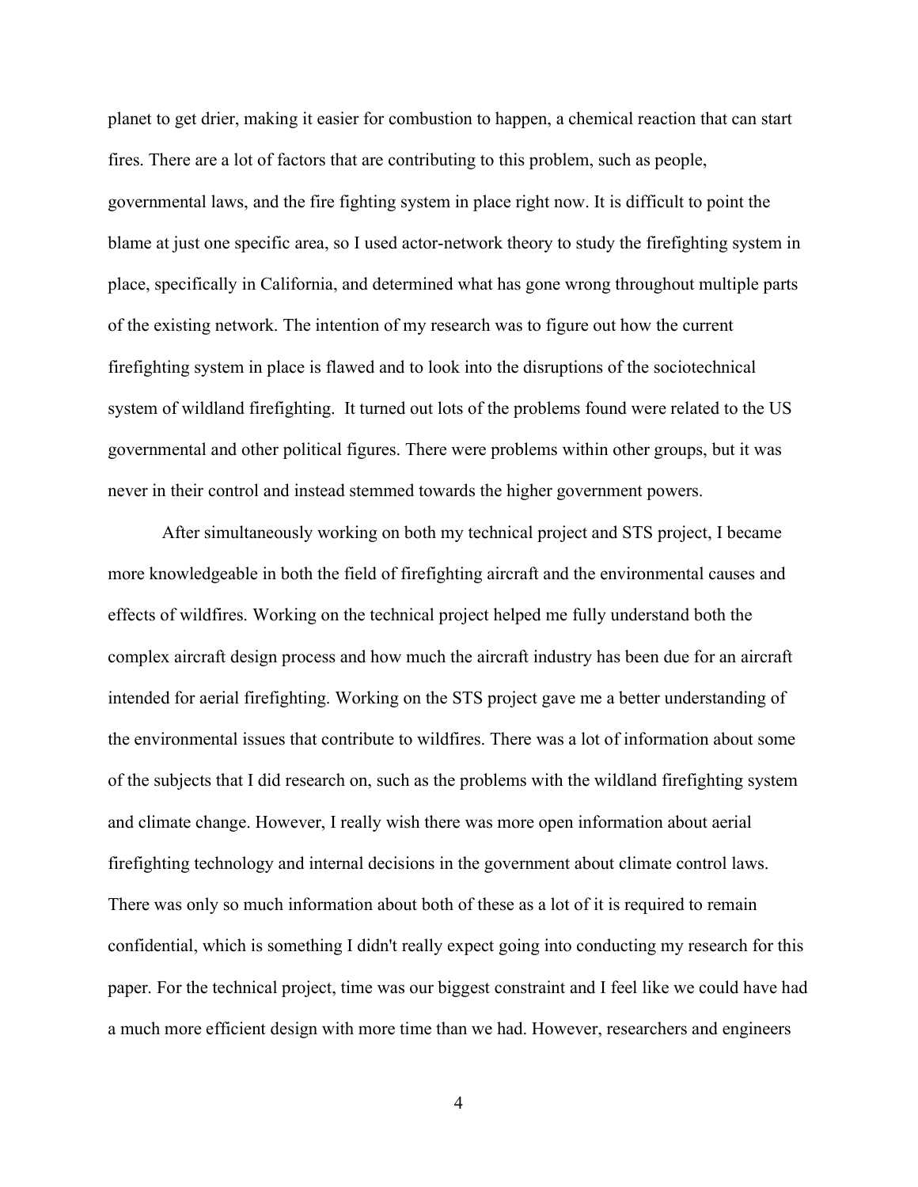planet to get drier, making it easier for combustion to happen, a chemical reaction that can start fires. There are a lot of factors that are contributing to this problem, such as people, governmental laws, and the fire fighting system in place right now. It is difficult to point the blame at just one specific area, so I used actor-network theory to study the firefighting system in place, specifically in California, and determined what has gone wrong throughout multiple parts of the existing network. The intention of my research was to figure out how the current firefighting system in place is flawed and to look into the disruptions of the sociotechnical system of wildland firefighting. It turned out lots of the problems found were related to the US governmental and other political figures. There were problems within other groups, but it was never in their control and instead stemmed towards the higher government powers.

After simultaneously working on both my technical project and STS project, I became more knowledgeable in both the field of firefighting aircraft and the environmental causes and effects of wildfires. Working on the technical project helped me fully understand both the complex aircraft design process and how much the aircraft industry has been due for an aircraft intended for aerial firefighting. Working on the STS project gave me a better understanding of the environmental issues that contribute to wildfires. There was a lot of information about some of the subjects that I did research on, such as the problems with the wildland firefighting system and climate change. However, I really wish there was more open information about aerial firefighting technology and internal decisions in the government about climate control laws. There was only so much information about both of these as a lot of it is required to remain confidential, which is something I didn't really expect going into conducting my research for this paper. For the technical project, time was our biggest constraint and I feel like we could have had a much more efficient design with more time than we had. However, researchers and engineers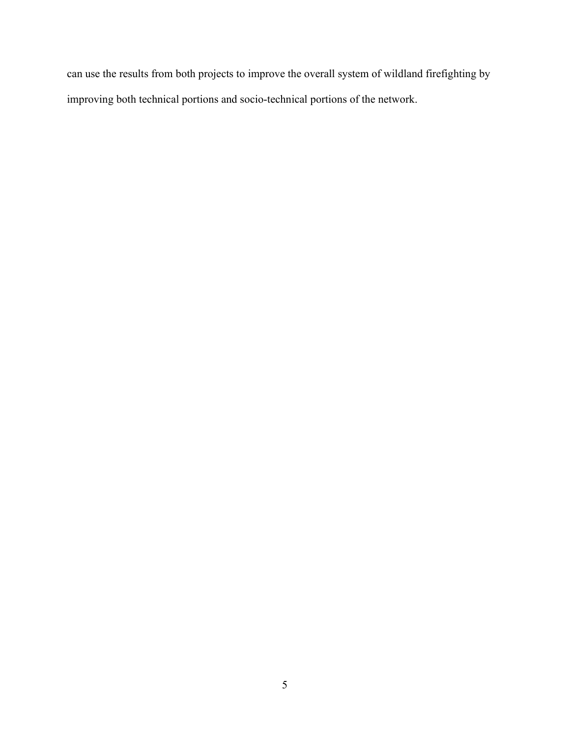can use the results from both projects to improve the overall system of wildland firefighting by improving both technical portions and socio-technical portions of the network.